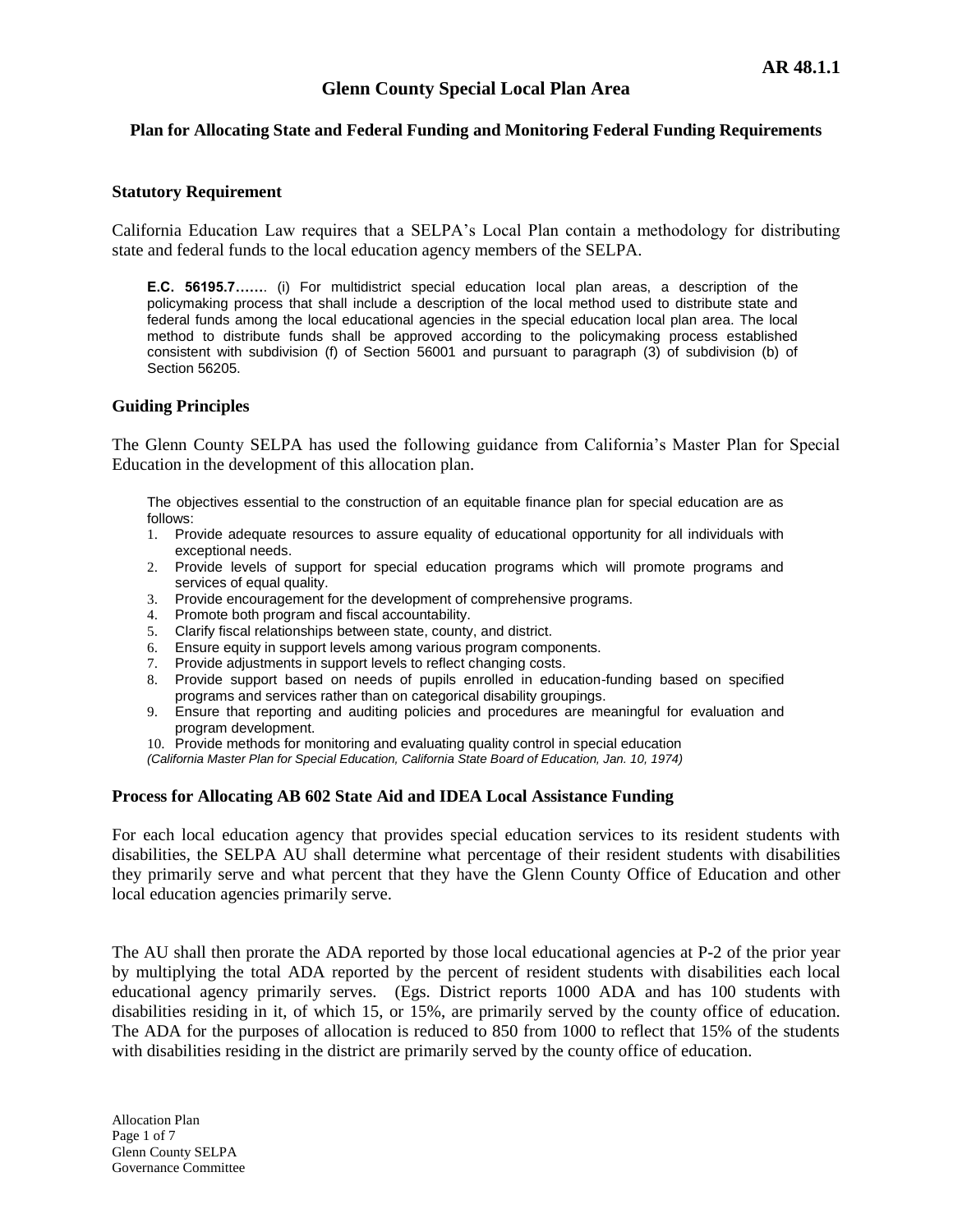**AR 48.1.1**

# Glenn County Special Local Plan Area

## Plan for Allocating State and Federal Funding and Monitoring Federal Funding Requirements

### Statutory Requirement

California Education Law requires that a SELPA's Local Plan contain a methodology for distributing state and federal funds to the local education agency members of the SELPA.

> **E.C. 56195.7……**. (i) For multidistrict special education local plan areas, a description of the policymaking process that shall include a description of the local method used to distribute state and federal funds among the local educational agencies in the special education local plan area. The local method to distribute funds shall be approved according to the policymaking process established consistent with subdivision (f) of Section 56001 and pursuant to paragraph (3) of subdivision (b) of Section 56205.

### Guiding Principles

The Glenn County SELPA has used the following guidance from California's Master Plan for Special Education in the development of this allocation plan.

> The objectives essential to the construction of an equitable finance plan for special education are as follows:
>
> 1. Provide adequate resources to assure equality of educational opportunity for all individuals with exceptional needs.
> 2. Provide levels of support for special education programs which will promote programs and services of equal quality.
> 3. Provide encouragement for the development of comprehensive programs.
> 4. Promote both program and fiscal accountability.
> 5. Clarify fiscal relationships between state, county, and district.
> 6. Ensure equity in support levels among various program components.
> 7. Provide adjustments in support levels to reflect changing costs.
> 8. Provide support based on needs of pupils enrolled in education-funding based on specified programs and services rather than on categorical disability groupings.
> 9. Ensure that reporting and auditing policies and procedures are meaningful for evaluation and program development.
> 10. Provide methods for monitoring and evaluating quality control in special education
>
> *(California Master Plan for Special Education, California State Board of Education, Jan. 10, 1974)*

### Process for Allocating AB 602 State Aid and IDEA Local Assistance Funding

For each local education agency that provides special education services to its resident students with disabilities, the SELPA AU shall determine what percentage of their resident students with disabilities they primarily serve and what percent that they have the Glenn County Office of Education and other local education agencies primarily serve.

The AU shall then prorate the ADA reported by those local educational agencies at P-2 of the prior year by multiplying the total ADA reported by the percent of resident students with disabilities each local educational agency primarily serves. (Egs. District reports 1000 ADA and has 100 students with disabilities residing in it, of which 15, or 15%, are primarily served by the county office of education. The ADA for the purposes of allocation is reduced to 850 from 1000 to reflect that 15% of the students with disabilities residing in the district are primarily served by the county office of education.

Allocation Plan
Glenn County SELPA
Governance Committee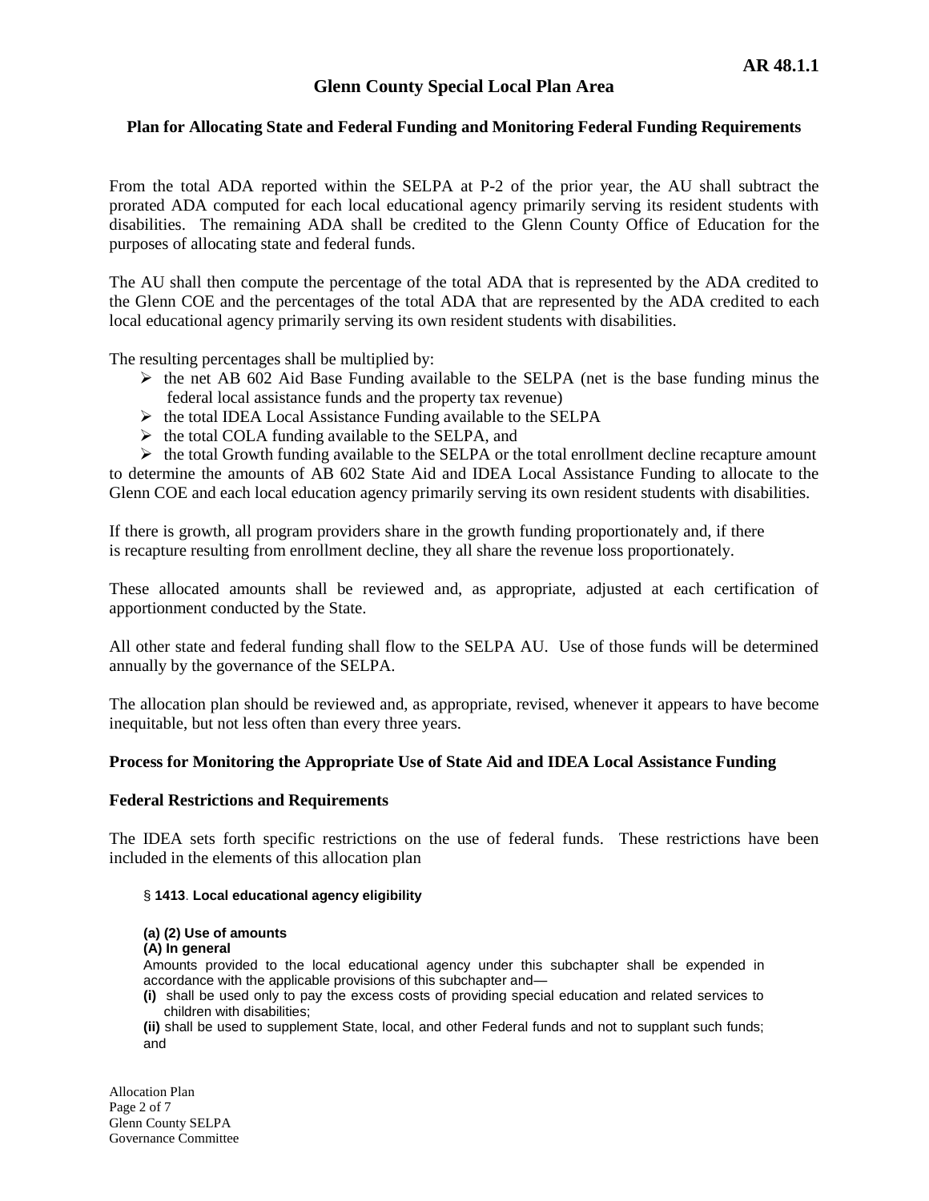**AR 48.1.1**

# Glenn County Special Local Plan Area

## Plan for Allocating State and Federal Funding and Monitoring Federal Funding Requirements

From the total ADA reported within the SELPA at P-2 of the prior year, the AU shall subtract the prorated ADA computed for each local educational agency primarily serving its resident students with disabilities. The remaining ADA shall be credited to the Glenn County Office of Education for the purposes of allocating state and federal funds.

The AU shall then compute the percentage of the total ADA that is represented by the ADA credited to the Glenn COE and the percentages of the total ADA that are represented by the ADA credited to each local educational agency primarily serving its own resident students with disabilities.

The resulting percentages shall be multiplied by:

- the net AB 602 Aid Base Funding available to the SELPA (net is the base funding minus the federal local assistance funds and the property tax revenue)
- the total IDEA Local Assistance Funding available to the SELPA
- the total COLA funding available to the SELPA, and
- the total Growth funding available to the SELPA or the total enrollment decline recapture amount

to determine the amounts of AB 602 State Aid and IDEA Local Assistance Funding to allocate to the Glenn COE and each local education agency primarily serving its own resident students with disabilities.

If there is growth, all program providers share in the growth funding proportionately and, if there is recapture resulting from enrollment decline, they all share the revenue loss proportionately.

These allocated amounts shall be reviewed and, as appropriate, adjusted at each certification of apportionment conducted by the State.

All other state and federal funding shall flow to the SELPA AU. Use of those funds will be determined annually by the governance of the SELPA.

The allocation plan should be reviewed and, as appropriate, revised, whenever it appears to have become inequitable, but not less often than every three years.

### Process for Monitoring the Appropriate Use of State Aid and IDEA Local Assistance Funding

### Federal Restrictions and Requirements

The IDEA sets forth specific restrictions on the use of federal funds. These restrictions have been included in the elements of this allocation plan

§ **1413**. **Local educational agency eligibility**

**(a) (2) Use of amounts**
**(A) In general**
Amounts provided to the local educational agency under this subchapter shall be expended in accordance with the applicable provisions of this subchapter and—

**(i)** shall be used only to pay the excess costs of providing special education and related services to children with disabilities;

**(ii)** shall be used to supplement State, local, and other Federal funds and not to supplant such funds; and

Allocation Plan
Glenn County SELPA
Governance Committee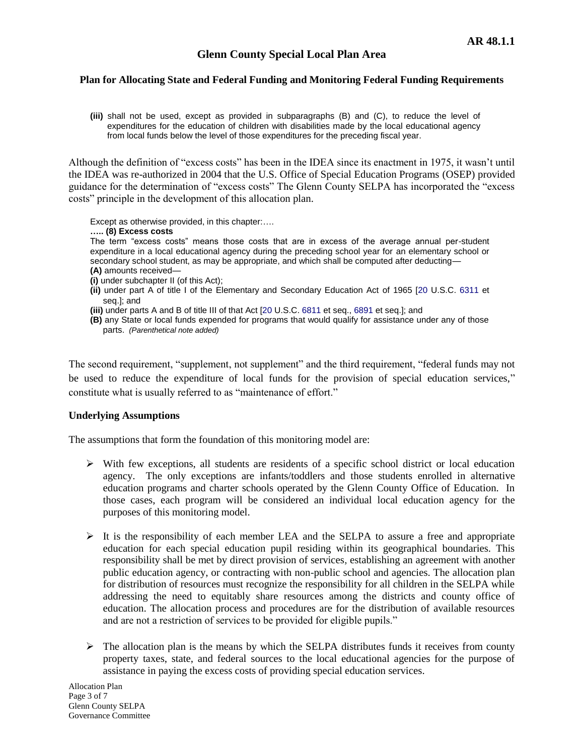**(iii)** shall not be used, except as provided in subparagraphs (B) and (C), to reduce the level of expenditures for the education of children with disabilities made by the local educational agency from local funds below the level of those expenditures for the preceding fiscal year.

Although the definition of "excess costs" has been in the IDEA since its enactment in 1975, it wasn't until the IDEA was re-authorized in 2004 that the U.S. Office of Special Education Programs (OSEP) provided guidance for the determination of "excess costs" The Glenn County SELPA has incorporated the "excess costs" principle in the development of this allocation plan.

> Except as otherwise provided, in this chapter:….
>
> **….. (8) Excess costs**
>
> The term "excess costs" means those costs that are in excess of the average annual per-student expenditure in a local educational agency during the preceding school year for an elementary school or secondary school student, as may be appropriate, and which shall be computed after deducting—
>
> **(A)** amounts received—
>
> **(i)** under subchapter II (of this Act);
>
> **(ii)** under part A of title I of the Elementary and Secondary Education Act of 1965 [20 U.S.C. 6311 et seq.]; and
>
> **(iii)** under parts A and B of title III of that Act [20 U.S.C. 6811 et seq., 6891 et seq.]; and
>
> **(B)** any State or local funds expended for programs that would qualify for assistance under any of those parts. *(Parenthetical note added)*

The second requirement, "supplement, not supplement" and the third requirement, "federal funds may not be used to reduce the expenditure of local funds for the provision of special education services," constitute what is usually referred to as "maintenance of effort."

### Underlying Assumptions

The assumptions that form the foundation of this monitoring model are:

- With few exceptions, all students are residents of a specific school district or local education agency. The only exceptions are infants/toddlers and those students enrolled in alternative education programs and charter schools operated by the Glenn County Office of Education. In those cases, each program will be considered an individual local education agency for the purposes of this monitoring model.

- It is the responsibility of each member LEA and the SELPA to assure a free and appropriate education for each special education pupil residing within its geographical boundaries. This responsibility shall be met by direct provision of services, establishing an agreement with another public education agency, or contracting with non-public school and agencies. The allocation plan for distribution of resources must recognize the responsibility for all children in the SELPA while addressing the need to equitably share resources among the districts and county office of education. The allocation process and procedures are for the distribution of available resources and are not a restriction of services to be provided for eligible pupils."

- The allocation plan is the means by which the SELPA distributes funds it receives from county property taxes, state, and federal sources to the local educational agencies for the purpose of assistance in paying the excess costs of providing special education services.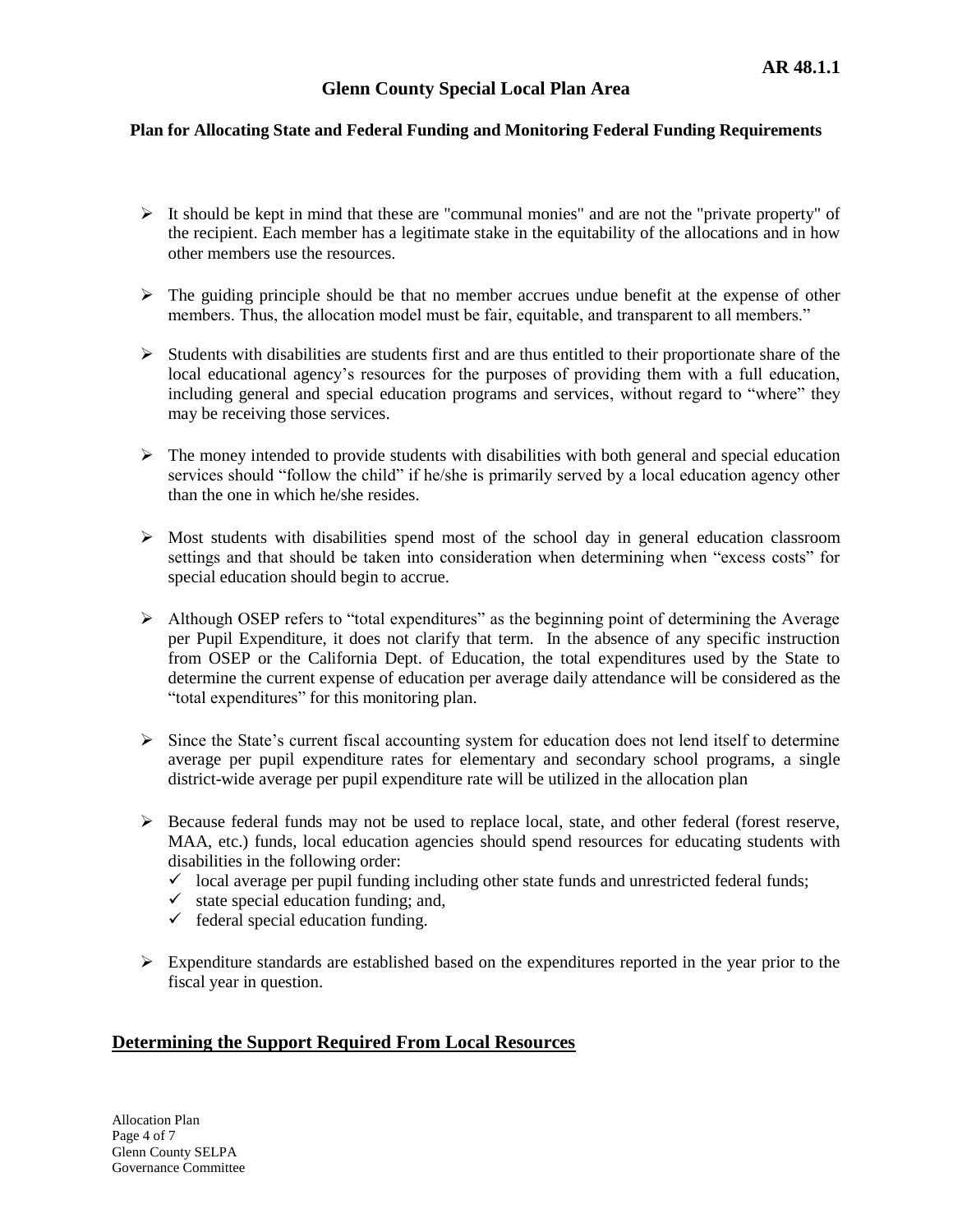- It should be kept in mind that these are "communal monies" and are not the "private property" of the recipient. Each member has a legitimate stake in the equitability of the allocations and in how other members use the resources.

- The guiding principle should be that no member accrues undue benefit at the expense of other members. Thus, the allocation model must be fair, equitable, and transparent to all members."

- Students with disabilities are students first and are thus entitled to their proportionate share of the local educational agency's resources for the purposes of providing them with a full education, including general and special education programs and services, without regard to "where" they may be receiving those services.

- The money intended to provide students with disabilities with both general and special education services should "follow the child" if he/she is primarily served by a local education agency other than the one in which he/she resides.

- Most students with disabilities spend most of the school day in general education classroom settings and that should be taken into consideration when determining when "excess costs" for special education should begin to accrue.

- Although OSEP refers to "total expenditures" as the beginning point of determining the Average per Pupil Expenditure, it does not clarify that term. In the absence of any specific instruction from OSEP or the California Dept. of Education, the total expenditures used by the State to determine the current expense of education per average daily attendance will be considered as the "total expenditures" for this monitoring plan.

- Since the State's current fiscal accounting system for education does not lend itself to determine average per pupil expenditure rates for elementary and secondary school programs, a single district-wide average per pupil expenditure rate will be utilized in the allocation plan

- Because federal funds may not be used to replace local, state, and other federal (forest reserve, MAA, etc.) funds, local education agencies should spend resources for educating students with disabilities in the following order:
  - ✓ local average per pupil funding including other state funds and unrestricted federal funds;
  - ✓ state special education funding; and,
  - ✓ federal special education funding.

- Expenditure standards are established based on the expenditures reported in the year prior to the fiscal year in question.

## Determining the Support Required From Local Resources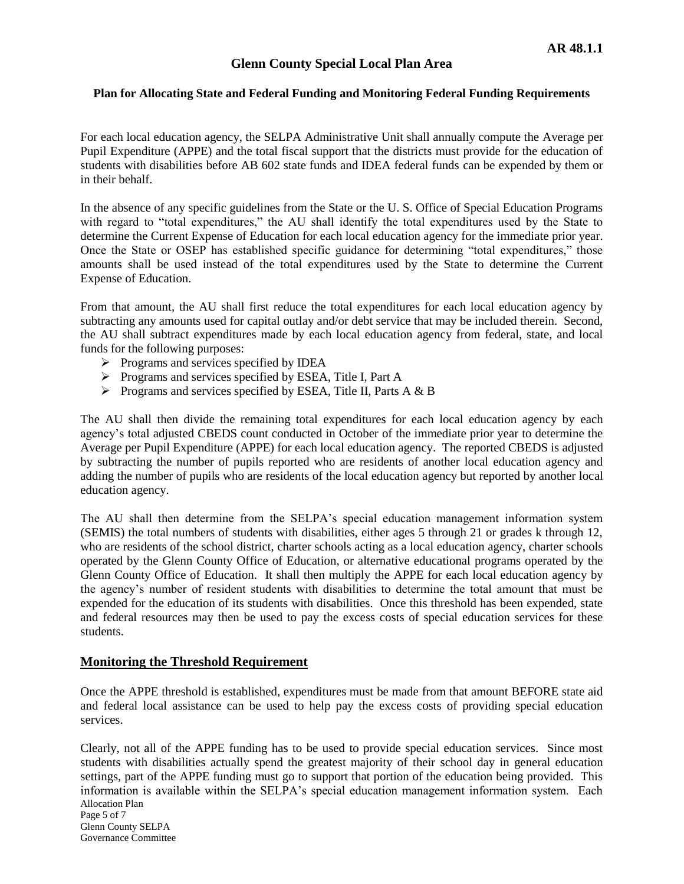AR 48.1.1

# Glenn County Special Local Plan Area

### Plan for Allocating State and Federal Funding and Monitoring Federal Funding Requirements

For each local education agency, the SELPA Administrative Unit shall annually compute the Average per Pupil Expenditure (APPE) and the total fiscal support that the districts must provide for the education of students with disabilities before AB 602 state funds and IDEA federal funds can be expended by them or in their behalf.

In the absence of any specific guidelines from the State or the U. S. Office of Special Education Programs with regard to "total expenditures," the AU shall identify the total expenditures used by the State to determine the Current Expense of Education for each local education agency for the immediate prior year. Once the State or OSEP has established specific guidance for determining "total expenditures," those amounts shall be used instead of the total expenditures used by the State to determine the Current Expense of Education.

From that amount, the AU shall first reduce the total expenditures for each local education agency by subtracting any amounts used for capital outlay and/or debt service that may be included therein. Second, the AU shall subtract expenditures made by each local education agency from federal, state, and local funds for the following purposes:

- Programs and services specified by IDEA
- Programs and services specified by ESEA, Title I, Part A
- Programs and services specified by ESEA, Title II, Parts A & B

The AU shall then divide the remaining total expenditures for each local education agency by each agency's total adjusted CBEDS count conducted in October of the immediate prior year to determine the Average per Pupil Expenditure (APPE) for each local education agency. The reported CBEDS is adjusted by subtracting the number of pupils reported who are residents of another local education agency and adding the number of pupils who are residents of the local education agency but reported by another local education agency.

The AU shall then determine from the SELPA's special education management information system (SEMIS) the total numbers of students with disabilities, either ages 5 through 21 or grades k through 12, who are residents of the school district, charter schools acting as a local education agency, charter schools operated by the Glenn County Office of Education, or alternative educational programs operated by the Glenn County Office of Education. It shall then multiply the APPE for each local education agency by the agency's number of resident students with disabilities to determine the total amount that must be expended for the education of its students with disabilities. Once this threshold has been expended, state and federal resources may then be used to pay the excess costs of special education services for these students.

## Monitoring the Threshold Requirement

Once the APPE threshold is established, expenditures must be made from that amount BEFORE state aid and federal local assistance can be used to help pay the excess costs of providing special education services.

Clearly, not all of the APPE funding has to be used to provide special education services. Since most students with disabilities actually spend the greatest majority of their school day in general education settings, part of the APPE funding must go to support that portion of the education being provided. This information is available within the SELPA's special education management information system. Each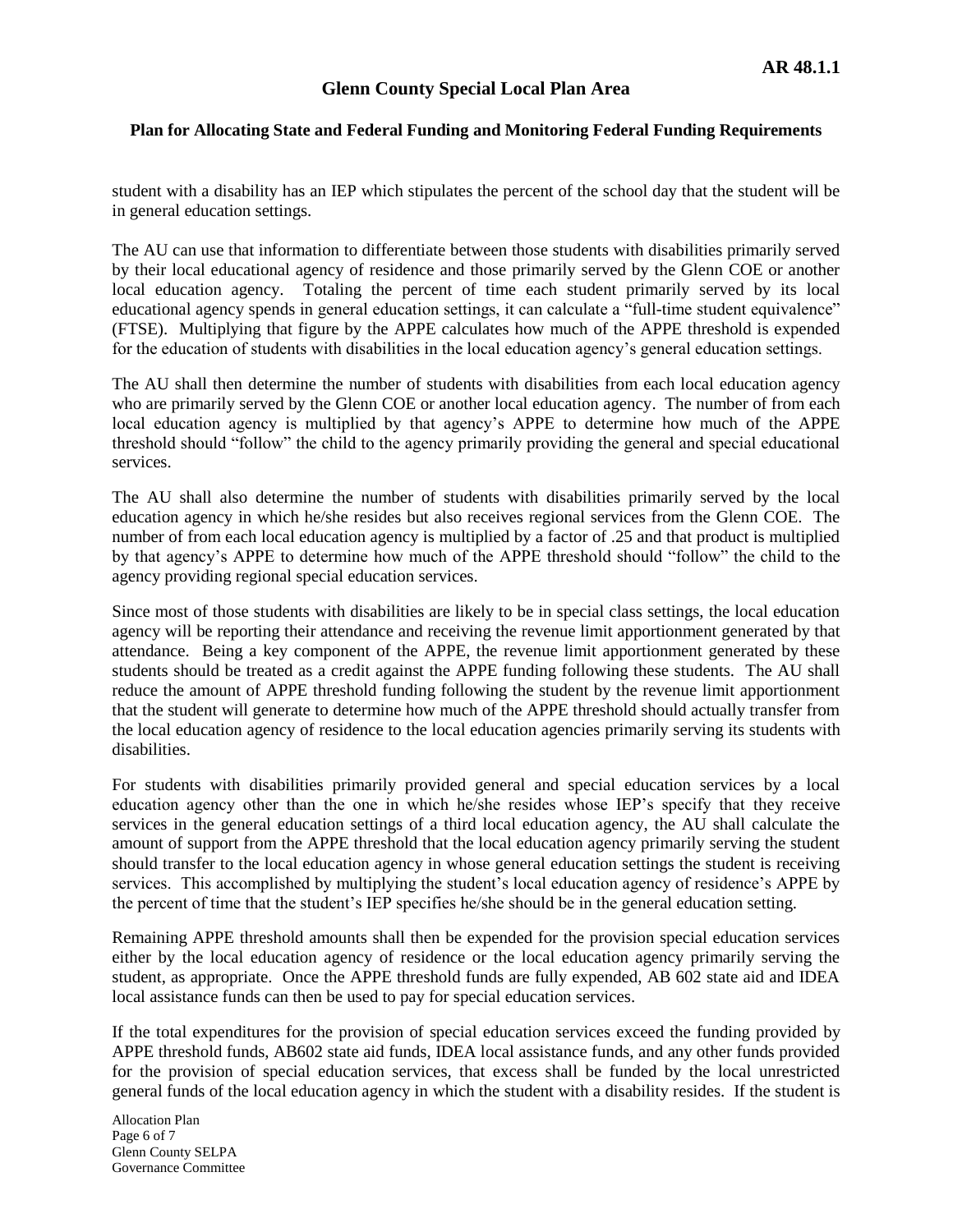student with a disability has an IEP which stipulates the percent of the school day that the student will be in general education settings.

The AU can use that information to differentiate between those students with disabilities primarily served by their local educational agency of residence and those primarily served by the Glenn COE or another local education agency. Totaling the percent of time each student primarily served by its local educational agency spends in general education settings, it can calculate a "full-time student equivalence" (FTSE). Multiplying that figure by the APPE calculates how much of the APPE threshold is expended for the education of students with disabilities in the local education agency's general education settings.

The AU shall then determine the number of students with disabilities from each local education agency who are primarily served by the Glenn COE or another local education agency. The number of from each local education agency is multiplied by that agency's APPE to determine how much of the APPE threshold should "follow" the child to the agency primarily providing the general and special educational services.

The AU shall also determine the number of students with disabilities primarily served by the local education agency in which he/she resides but also receives regional services from the Glenn COE. The number of from each local education agency is multiplied by a factor of .25 and that product is multiplied by that agency's APPE to determine how much of the APPE threshold should "follow" the child to the agency providing regional special education services.

Since most of those students with disabilities are likely to be in special class settings, the local education agency will be reporting their attendance and receiving the revenue limit apportionment generated by that attendance. Being a key component of the APPE, the revenue limit apportionment generated by these students should be treated as a credit against the APPE funding following these students. The AU shall reduce the amount of APPE threshold funding following the student by the revenue limit apportionment that the student will generate to determine how much of the APPE threshold should actually transfer from the local education agency of residence to the local education agencies primarily serving its students with disabilities.

For students with disabilities primarily provided general and special education services by a local education agency other than the one in which he/she resides whose IEP's specify that they receive services in the general education settings of a third local education agency, the AU shall calculate the amount of support from the APPE threshold that the local education agency primarily serving the student should transfer to the local education agency in whose general education settings the student is receiving services. This accomplished by multiplying the student's local education agency of residence's APPE by the percent of time that the student's IEP specifies he/she should be in the general education setting.

Remaining APPE threshold amounts shall then be expended for the provision special education services either by the local education agency of residence or the local education agency primarily serving the student, as appropriate. Once the APPE threshold funds are fully expended, AB 602 state aid and IDEA local assistance funds can then be used to pay for special education services.

If the total expenditures for the provision of special education services exceed the funding provided by APPE threshold funds, AB602 state aid funds, IDEA local assistance funds, and any other funds provided for the provision of special education services, that excess shall be funded by the local unrestricted general funds of the local education agency in which the student with a disability resides. If the student is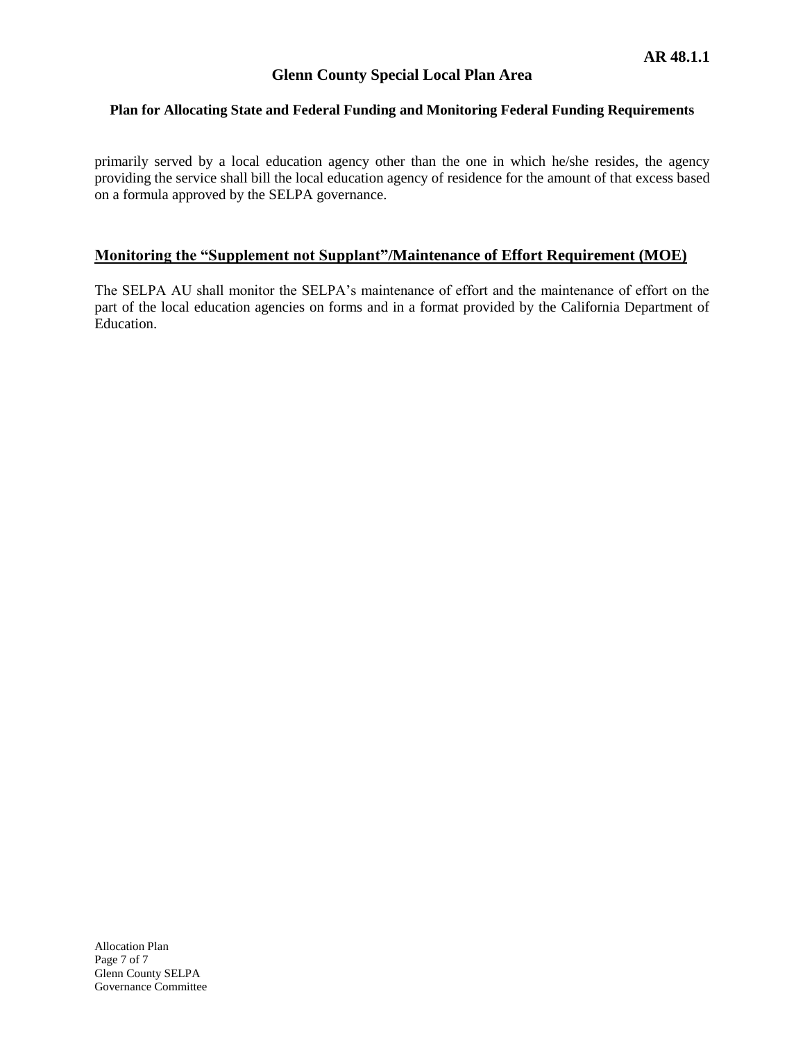primarily served by a local education agency other than the one in which he/she resides, the agency providing the service shall bill the local education agency of residence for the amount of that excess based on a formula approved by the SELPA governance.

## Monitoring the "Supplement not Supplant"/Maintenance of Effort Requirement (MOE)

The SELPA AU shall monitor the SELPA's maintenance of effort and the maintenance of effort on the part of the local education agencies on forms and in a format provided by the California Department of Education.